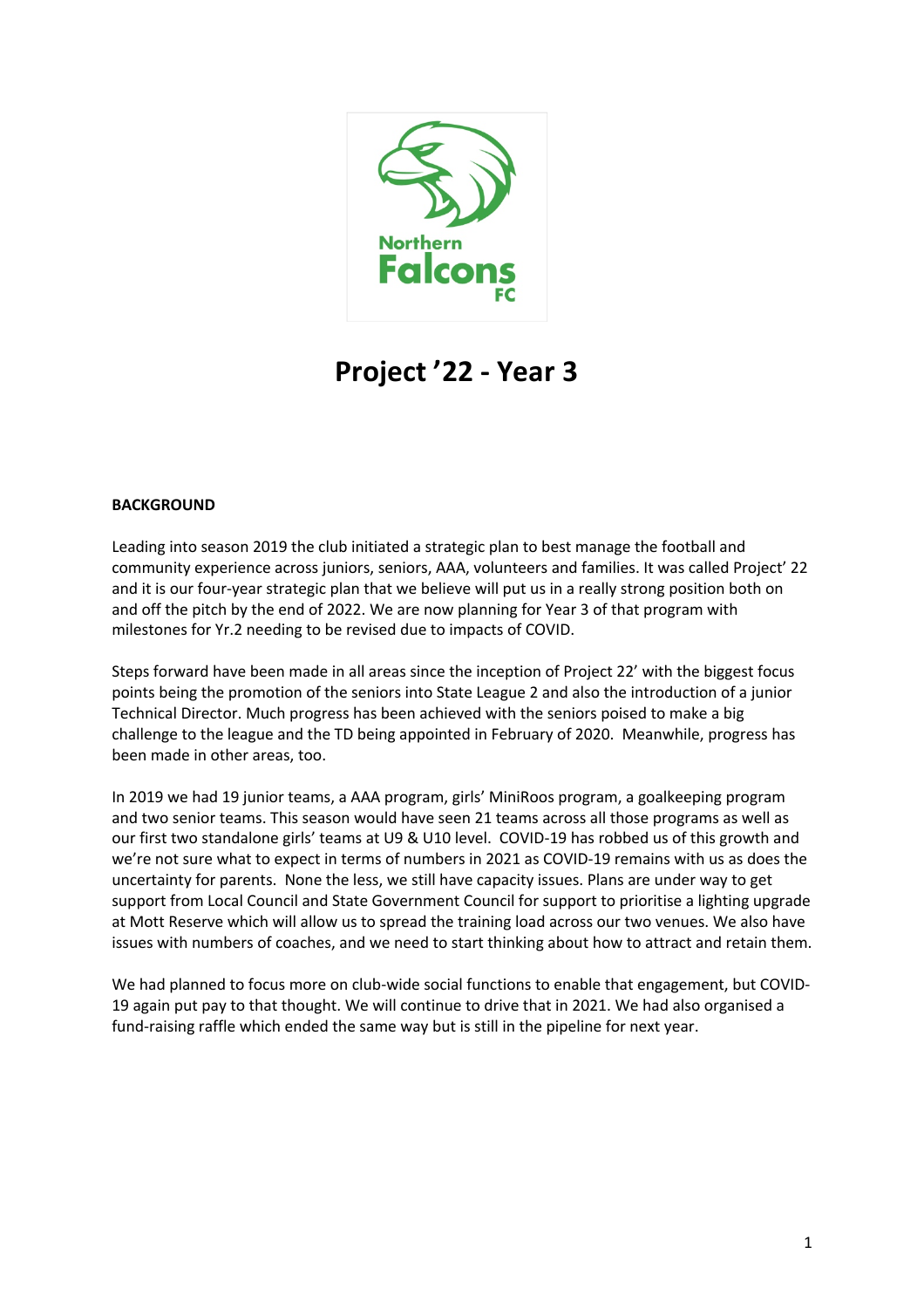# Project '22 - Year 3

**BACKGROUND**

Leading into season 2019 the club initiated a strategic plan to best manage the football and community experience across juniors, seniors, AAA, volunteers and families. It was called Project' 22 and it is our four-year strategic plan that we believe will put us in a really strong position both on and off the pitch by the end of 2022. We are now planning for Year 3 of that program with milestones for Yr.2 needing to be revised due to impacts of COVID.

Steps forward have been made in all areas since the inception of Project 22' with the biggest focus points being the promotion of the seniors into State League 2 and also the introduction of a junior Technical Director. Much progress has been achieved with the seniors poised to make a big challenge to the league and the TD being appointed in February of 2020. Meanwhile, progress has been made in other areas, too.

In 2019 we had 19 junior teams, a AAA program, girls' MiniRoos program, a goalkeeping program and two senior teams. This season would have seen 21 teams across all those programs as well as our first two standalone girls' teams at U9 & U10 level. COVID-19 has robbed us of this growth and we're not sure what to expect in terms of numbers in 2021 as COVID-19 remains with us as does the uncertainty for parents. None the less, we still have capacity issues. Plans are under way to get support from Local Council and State Government Council for support to prioritise a lighting upgrade at Mott Reserve which will allow us to spread the training load across our two venues. We also have issues with numbers of coaches, and we need to start thinking about how to attract and retain them.

We had planned to focus more on club-wide social functions to enable that engagement, but COVID-19 again put pay to that thought. We will continue to drive that in 2021. We had also organised a fund-raising raffle which ended the same way but is still in the pipeline for next year.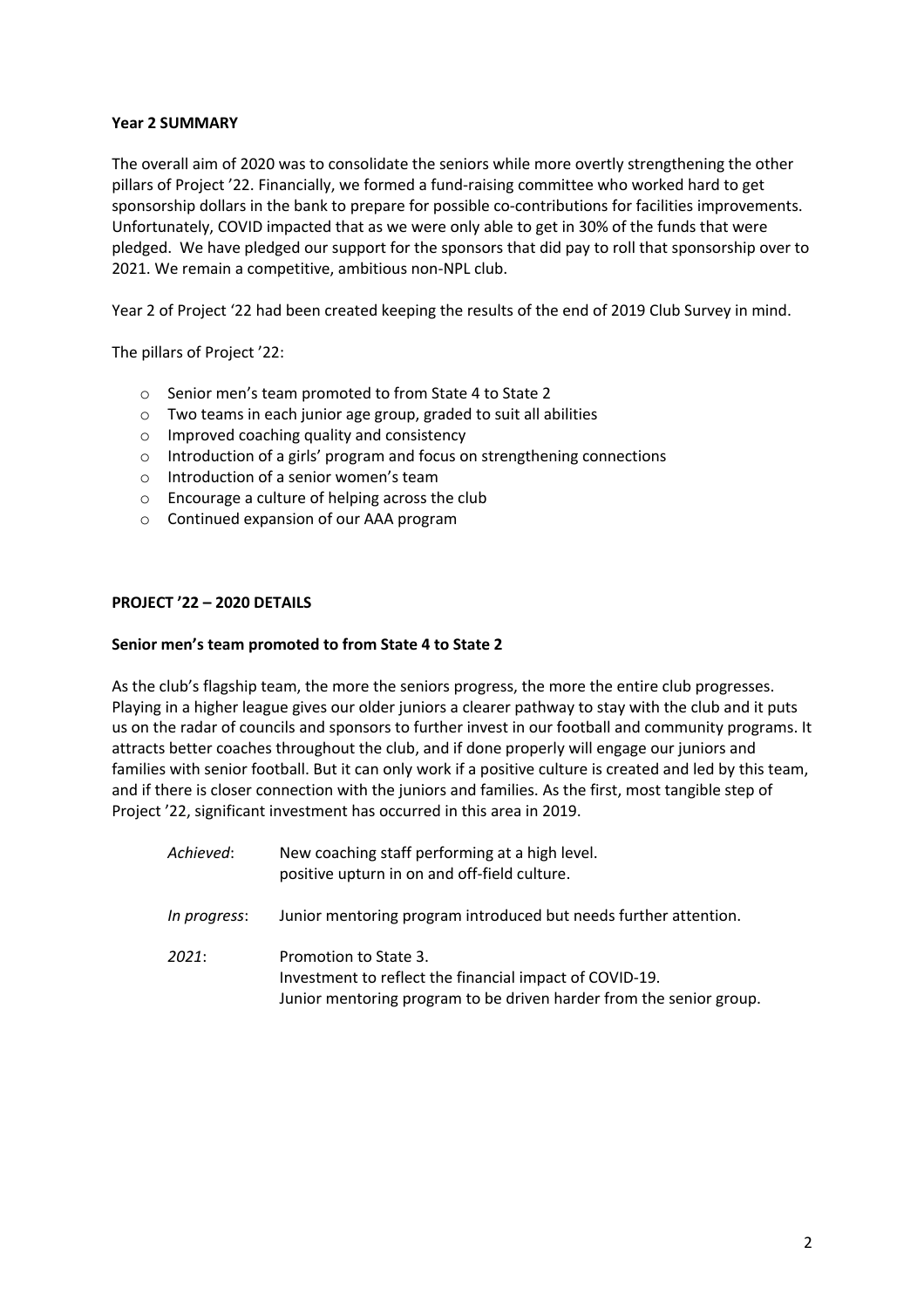**Year 2 SUMMARY**

The overall aim of 2020 was to consolidate the seniors while more overtly strengthening the other pillars of Project '22. Financially, we formed a fund-raising committee who worked hard to get sponsorship dollars in the bank to prepare for possible co-contributions for facilities improvements. Unfortunately, COVID impacted that as we were only able to get in 30% of the funds that were pledged. We have pledged our support for the sponsors that did pay to roll that sponsorship over to 2021. We remain a competitive, ambitious non-NPL club.

Year 2 of Project '22 had been created keeping the results of the end of 2019 Club Survey in mind.

The pillars of Project '22:

- Senior men's team promoted to from State 4 to State 2
- Two teams in each junior age group, graded to suit all abilities
- Improved coaching quality and consistency
- Introduction of a girls' program and focus on strengthening connections
- Introduction of a senior women's team
- Encourage a culture of helping across the club
- Continued expansion of our AAA program

**PROJECT '22 – 2020 DETAILS**

**Senior men's team promoted to from State 4 to State 2**

As the club's flagship team, the more the seniors progress, the more the entire club progresses. Playing in a higher league gives our older juniors a clearer pathway to stay with the club and it puts us on the radar of councils and sponsors to further invest in our football and community programs. It attracts better coaches throughout the club, and if done properly will engage our juniors and families with senior football. But it can only work if a positive culture is created and led by this team, and if there is closer connection with the juniors and families. As the first, most tangible step of Project '22, significant investment has occurred in this area in 2019.

*Achieved*: New coaching staff performing at a high level.
positive upturn in on and off-field culture.

*In progress*: Junior mentoring program introduced but needs further attention.

*2021*: Promotion to State 3.
Investment to reflect the financial impact of COVID-19.
Junior mentoring program to be driven harder from the senior group.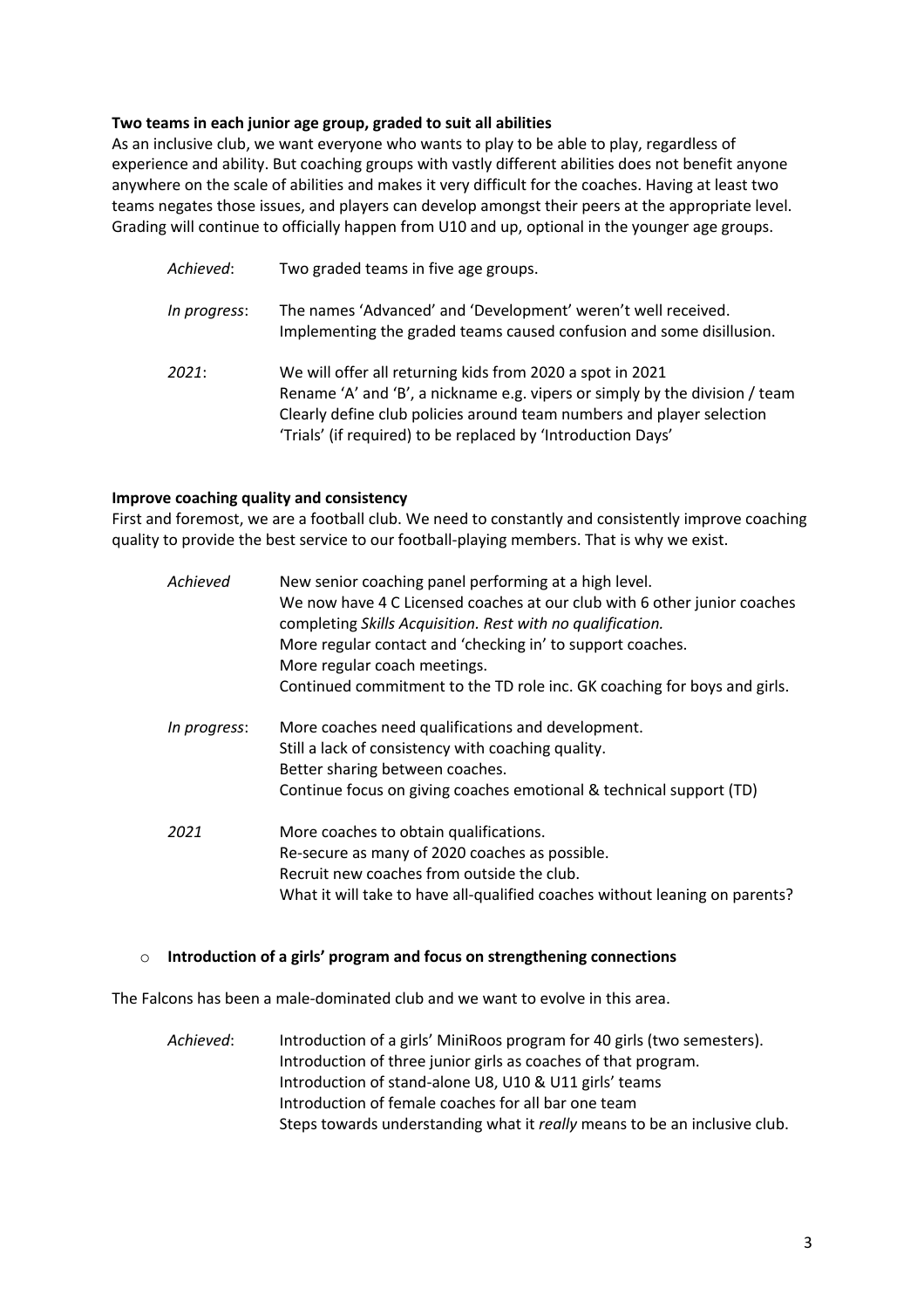**Two teams in each junior age group, graded to suit all abilities**

As an inclusive club, we want everyone who wants to play to be able to play, regardless of experience and ability. But coaching groups with vastly different abilities does not benefit anyone anywhere on the scale of abilities and makes it very difficult for the coaches. Having at least two teams negates those issues, and players can develop amongst their peers at the appropriate level. Grading will continue to officially happen from U10 and up, optional in the younger age groups.

*Achieved*: Two graded teams in five age groups.

*In progress*: The names 'Advanced' and 'Development' weren't well received. Implementing the graded teams caused confusion and some disillusion.

*2021*: We will offer all returning kids from 2020 a spot in 2021
Rename 'A' and 'B', a nickname e.g. vipers or simply by the division / team
Clearly define club policies around team numbers and player selection
'Trials' (if required) to be replaced by 'Introduction Days'

**Improve coaching quality and consistency**

First and foremost, we are a football club. We need to constantly and consistently improve coaching quality to provide the best service to our football-playing members. That is why we exist.

*Achieved* New senior coaching panel performing at a high level.
We now have 4 C Licensed coaches at our club with 6 other junior coaches completing *Skills Acquisition. Rest with no qualification.*
More regular contact and 'checking in' to support coaches.
More regular coach meetings.
Continued commitment to the TD role inc. GK coaching for boys and girls.

*In progress*: More coaches need qualifications and development.
Still a lack of consistency with coaching quality.
Better sharing between coaches.
Continue focus on giving coaches emotional & technical support (TD)

*2021* More coaches to obtain qualifications.
Re-secure as many of 2020 coaches as possible.
Recruit new coaches from outside the club.
What it will take to have all-qualified coaches without leaning on parents?

- **Introduction of a girls' program and focus on strengthening connections**

The Falcons has been a male-dominated club and we want to evolve in this area.

*Achieved*: Introduction of a girls' MiniRoos program for 40 girls (two semesters).
Introduction of three junior girls as coaches of that program.
Introduction of stand-alone U8, U10 & U11 girls' teams
Introduction of female coaches for all bar one team
Steps towards understanding what it *really* means to be an inclusive club.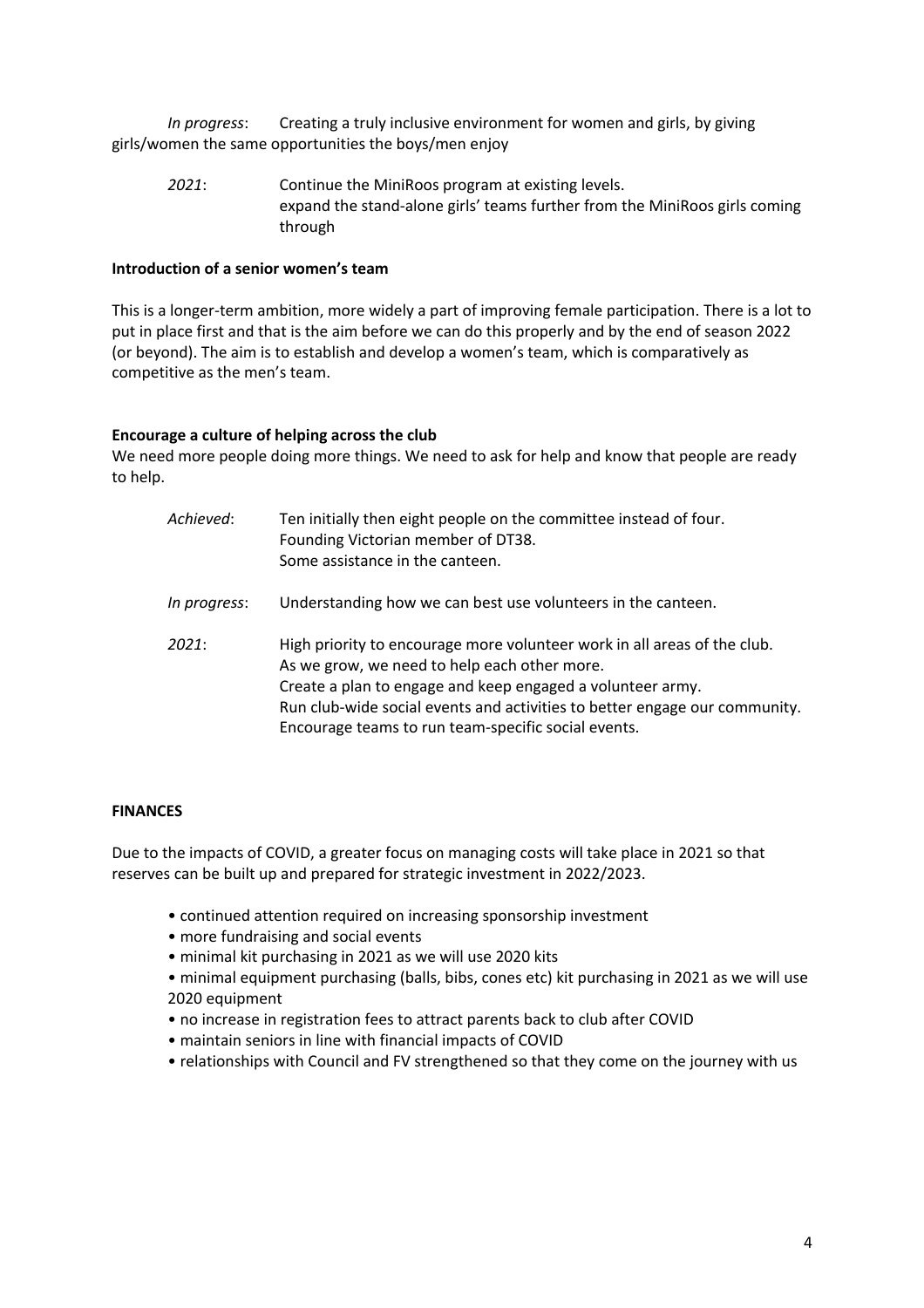*In progress*: Creating a truly inclusive environment for women and girls, by giving girls/women the same opportunities the boys/men enjoy

*2021*: Continue the MiniRoos program at existing levels.
expand the stand-alone girls' teams further from the MiniRoos girls coming through

**Introduction of a senior women's team**

This is a longer-term ambition, more widely a part of improving female participation. There is a lot to put in place first and that is the aim before we can do this properly and by the end of season 2022 (or beyond). The aim is to establish and develop a women's team, which is comparatively as competitive as the men's team.

**Encourage a culture of helping across the club**

We need more people doing more things. We need to ask for help and know that people are ready to help.

*Achieved*: Ten initially then eight people on the committee instead of four.
Founding Victorian member of DT38.
Some assistance in the canteen.

*In progress*: Understanding how we can best use volunteers in the canteen.

*2021*: High priority to encourage more volunteer work in all areas of the club.
As we grow, we need to help each other more.
Create a plan to engage and keep engaged a volunteer army.
Run club-wide social events and activities to better engage our community.
Encourage teams to run team-specific social events.

**FINANCES**

Due to the impacts of COVID, a greater focus on managing costs will take place in 2021 so that reserves can be built up and prepared for strategic investment in 2022/2023.

- continued attention required on increasing sponsorship investment
- more fundraising and social events
- minimal kit purchasing in 2021 as we will use 2020 kits
- minimal equipment purchasing (balls, bibs, cones etc) kit purchasing in 2021 as we will use 2020 equipment
- no increase in registration fees to attract parents back to club after COVID
- maintain seniors in line with financial impacts of COVID
- relationships with Council and FV strengthened so that they come on the journey with us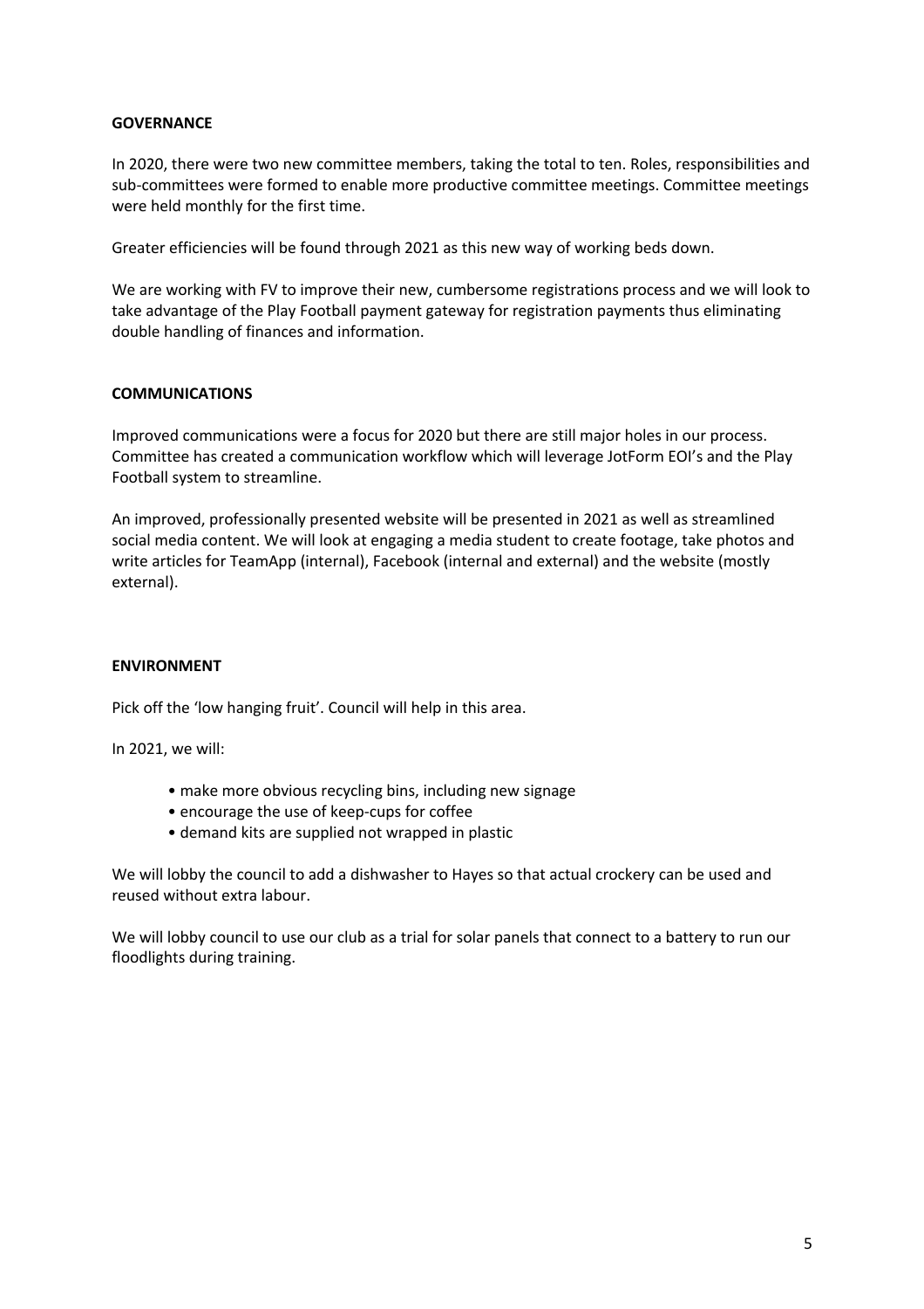## GOVERNANCE

In 2020, there were two new committee members, taking the total to ten. Roles, responsibilities and sub-committees were formed to enable more productive committee meetings. Committee meetings were held monthly for the first time.

Greater efficiencies will be found through 2021 as this new way of working beds down.

We are working with FV to improve their new, cumbersome registrations process and we will look to take advantage of the Play Football payment gateway for registration payments thus eliminating double handling of finances and information.

## COMMUNICATIONS

Improved communications were a focus for 2020 but there are still major holes in our process. Committee has created a communication workflow which will leverage JotForm EOI's and the Play Football system to streamline.

An improved, professionally presented website will be presented in 2021 as well as streamlined social media content. We will look at engaging a media student to create footage, take photos and write articles for TeamApp (internal), Facebook (internal and external) and the website (mostly external).

## ENVIRONMENT

Pick off the 'low hanging fruit'. Council will help in this area.

In 2021, we will:

- make more obvious recycling bins, including new signage
- encourage the use of keep-cups for coffee
- demand kits are supplied not wrapped in plastic

We will lobby the council to add a dishwasher to Hayes so that actual crockery can be used and reused without extra labour.

We will lobby council to use our club as a trial for solar panels that connect to a battery to run our floodlights during training.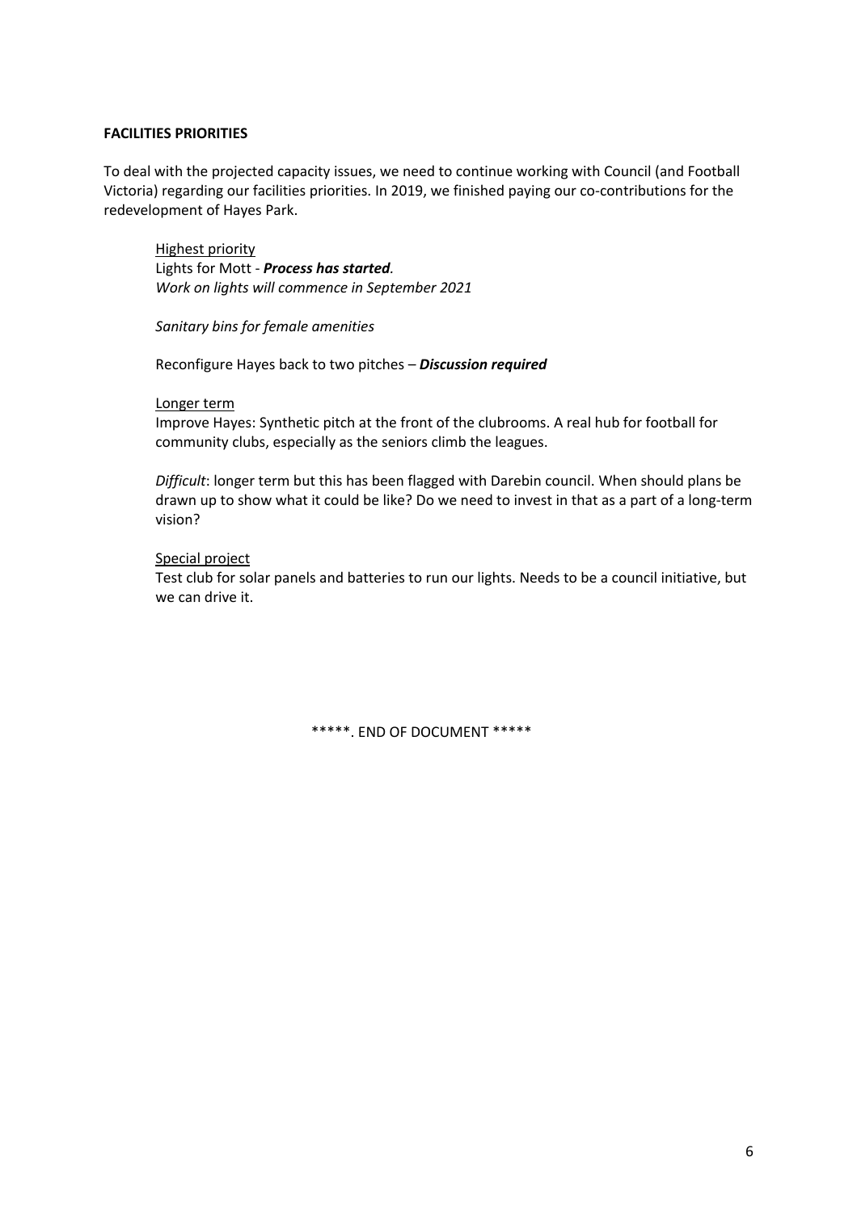**FACILITIES PRIORITIES**

To deal with the projected capacity issues, we need to continue working with Council (and Football Victoria) regarding our facilities priorities. In 2019, we finished paying our co-contributions for the redevelopment of Hayes Park.

<u>Highest priority</u>
Lights for Mott - ***Process has started****.*
*Work on lights will commence in September 2021*

*Sanitary bins for female amenities*

Reconfigure Hayes back to two pitches – ***Discussion required***

<u>Longer term</u>
Improve Hayes: Synthetic pitch at the front of the clubrooms. A real hub for football for community clubs, especially as the seniors climb the leagues.

*Difficult*: longer term but this has been flagged with Darebin council. When should plans be drawn up to show what it could be like? Do we need to invest in that as a part of a long-term vision?

<u>Special project</u>
Test club for solar panels and batteries to run our lights. Needs to be a council initiative, but we can drive it.

*****. END OF DOCUMENT *****